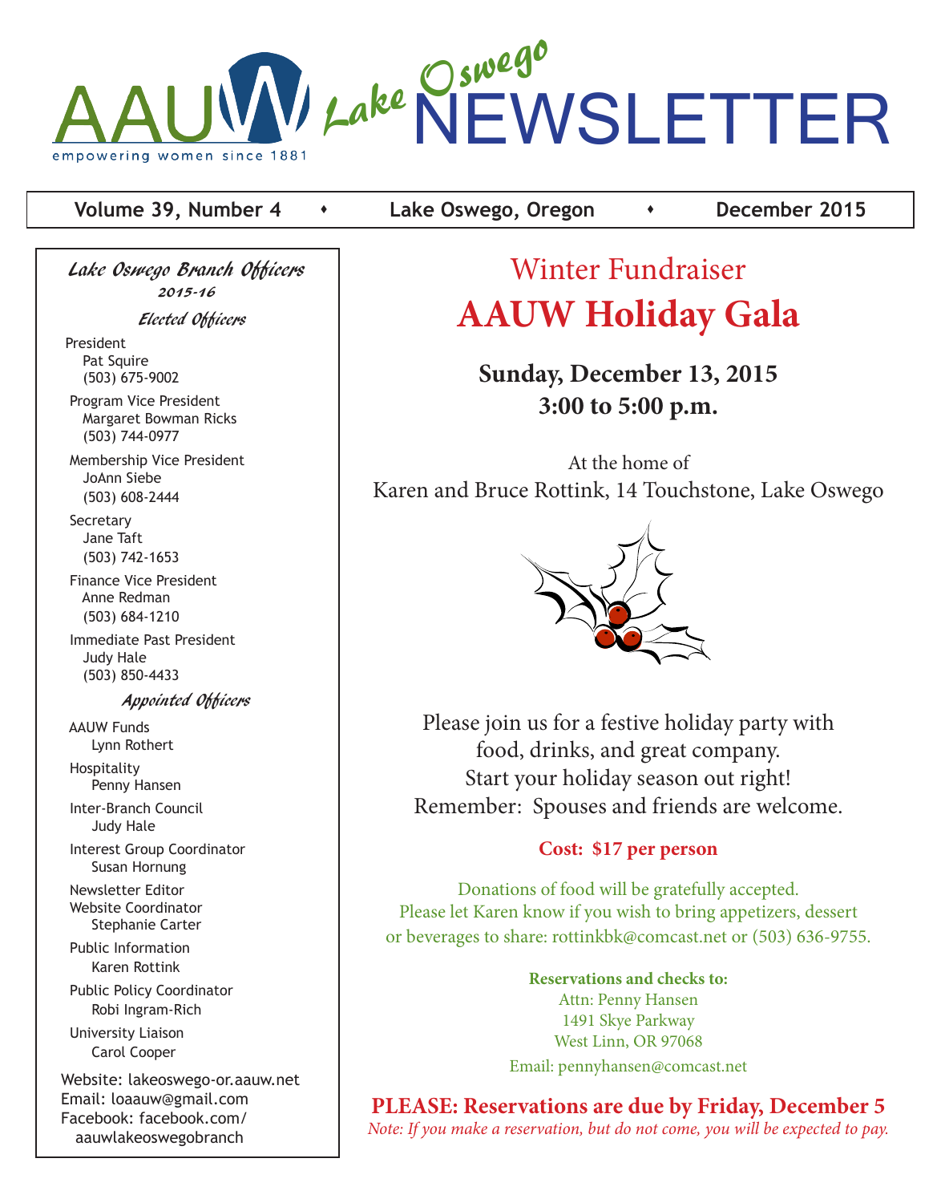# AAUW Lake Oswego NEWSLETTER

empowering women since 1881

**Volume 39, Number 4** • **Lake Oswego, Oregon** • **December 2015**

## Winter Fundraiser

# AAUW Holiday Gala

**Sunday, December 13, 2015**
**3:00 to 5:00 p.m.**

At the home of
Karen and Bruce Rottink, 14 Touchstone, Lake Oswego

Please join us for a festive holiday party with food, drinks, and great company.
Start your holiday season out right!
Remember: Spouses and friends are welcome.

**Cost: $17 per person**

Donations of food will be gratefully accepted.
Please let Karen know if you wish to bring appetizers, dessert or beverages to share: rottinkbk@comcast.net or (503) 636-9755.

**Reservations and checks to:**
Attn: Penny Hansen
1491 Skye Parkway
West Linn, OR 97068
Email: pennyhansen@comcast.net

**PLEASE: Reservations are due by Friday, December 5**
*Note: If you make a reservation, but do not come, you will be expected to pay.*

---

### Lake Oswego Branch Officers
**2015-16**

#### Elected Officers

President
Pat Squire
(503) 675-9002

Program Vice President
Margaret Bowman Ricks
(503) 744-0977

Membership Vice President
JoAnn Siebe
(503) 608-2444

Secretary
Jane Taft
(503) 742-1653

Finance Vice President
Anne Redman
(503) 684-1210

Immediate Past President
Judy Hale
(503) 850-4433

#### Appointed Officers

AAUW Funds
Lynn Rothert

Hospitality
Penny Hansen

Inter-Branch Council
Judy Hale

Interest Group Coordinator
Susan Hornung

Newsletter Editor
Website Coordinator
Stephanie Carter

Public Information
Karen Rottink

Public Policy Coordinator
Robi Ingram-Rich

University Liaison
Carol Cooper

Website: lakeoswego-or.aauw.net
Email: loaauw@gmail.com
Facebook: facebook.com/aauwlakeoswegobranch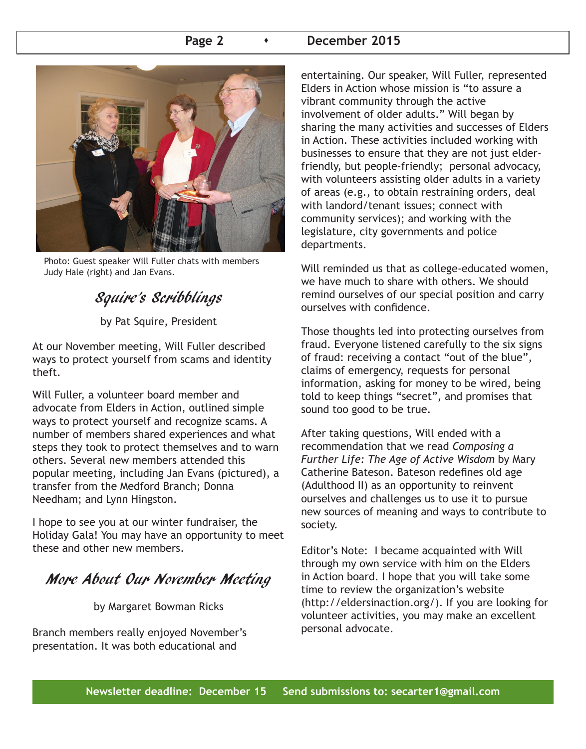Photo: Guest speaker Will Fuller chats with members Judy Hale (right) and Jan Evans.

## *Squire's Scribblings*

by Pat Squire, President

At our November meeting, Will Fuller described ways to protect yourself from scams and identity theft.

Will Fuller, a volunteer board member and advocate from Elders in Action, outlined simple ways to protect yourself and recognize scams. A number of members shared experiences and what steps they took to protect themselves and to warn others. Several new members attended this popular meeting, including Jan Evans (pictured), a transfer from the Medford Branch; Donna Needham; and Lynn Hingston.

I hope to see you at our winter fundraiser, the Holiday Gala! You may have an opportunity to meet these and other new members.

## *More About Our November Meeting*

by Margaret Bowman Ricks

Branch members really enjoyed November's presentation. It was both educational and entertaining. Our speaker, Will Fuller, represented Elders in Action whose mission is "to assure a vibrant community through the active involvement of older adults." Will began by sharing the many activities and successes of Elders in Action. These activities included working with businesses to ensure that they are not just elder-friendly, but people-friendly; personal advocacy, with volunteers assisting older adults in a variety of areas (e.g., to obtain restraining orders, deal with landord/tenant issues; connect with community services); and working with the legislature, city governments and police departments.

Will reminded us that as college-educated women, we have much to share with others. We should remind ourselves of our special position and carry ourselves with confidence.

Those thoughts led into protecting ourselves from fraud. Everyone listened carefully to the six signs of fraud: receiving a contact "out of the blue", claims of emergency, requests for personal information, asking for money to be wired, being told to keep things "secret", and promises that sound too good to be true.

After taking questions, Will ended with a recommendation that we read *Composing a Further Life: The Age of Active Wisdom* by Mary Catherine Bateson. Bateson redefines old age (Adulthood II) as an opportunity to reinvent ourselves and challenges us to use it to pursue new sources of meaning and ways to contribute to society.

Editor's Note: I became acquainted with Will through my own service with him on the Elders in Action board. I hope that you will take some time to review the organization's website (http://eldersinaction.org/). If you are looking for volunteer activities, you may make an excellent personal advocate.

**Newsletter deadline: December 15 Send submissions to: secarter1@gmail.com**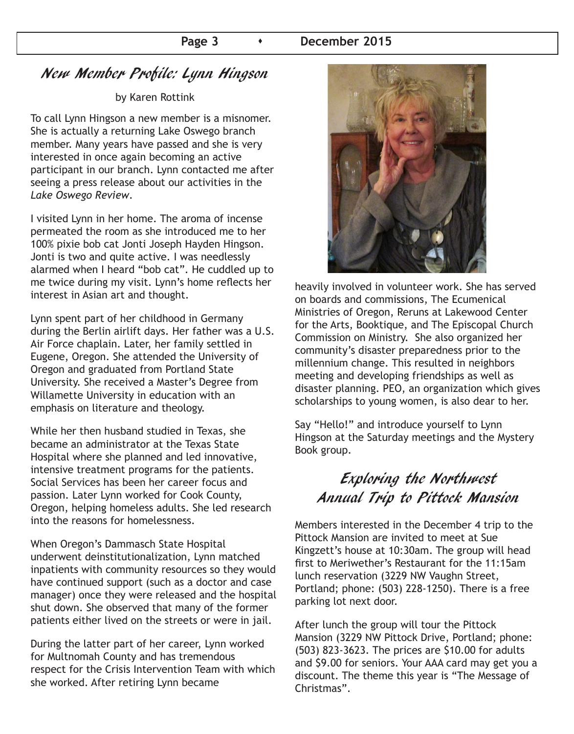## New Member Profile: Lynn Hingson

by Karen Rottink

To call Lynn Hingson a new member is a misnomer. She is actually a returning Lake Oswego branch member. Many years have passed and she is very interested in once again becoming an active participant in our branch. Lynn contacted me after seeing a press release about our activities in the *Lake Oswego Review*.

I visited Lynn in her home. The aroma of incense permeated the room as she introduced me to her 100% pixie bob cat Jonti Joseph Hayden Hingson. Jonti is two and quite active. I was needlessly alarmed when I heard "bob cat". He cuddled up to me twice during my visit. Lynn's home reflects her interest in Asian art and thought.

Lynn spent part of her childhood in Germany during the Berlin airlift days. Her father was a U.S. Air Force chaplain. Later, her family settled in Eugene, Oregon. She attended the University of Oregon and graduated from Portland State University. She received a Master's Degree from Willamette University in education with an emphasis on literature and theology.

While her then husband studied in Texas, she became an administrator at the Texas State Hospital where she planned and led innovative, intensive treatment programs for the patients. Social Services has been her career focus and passion. Later Lynn worked for Cook County, Oregon, helping homeless adults. She led research into the reasons for homelessness.

When Oregon's Dammasch State Hospital underwent deinstitutionalization, Lynn matched inpatients with community resources so they would have continued support (such as a doctor and case manager) once they were released and the hospital shut down. She observed that many of the former patients either lived on the streets or were in jail.

During the latter part of her career, Lynn worked for Multnomah County and has tremendous respect for the Crisis Intervention Team with which she worked. After retiring Lynn became heavily involved in volunteer work. She has served on boards and commissions, The Ecumenical Ministries of Oregon, Reruns at Lakewood Center for the Arts, Booktique, and The Episcopal Church Commission on Ministry. She also organized her community's disaster preparedness prior to the millennium change. This resulted in neighbors meeting and developing friendships as well as disaster planning. PEO, an organization which gives scholarships to young women, is also dear to her.

Say "Hello!" and introduce yourself to Lynn Hingson at the Saturday meetings and the Mystery Book group.

## Exploring the Northwest Annual Trip to Pittock Mansion

Members interested in the December 4 trip to the Pittock Mansion are invited to meet at Sue Kingzett's house at 10:30am. The group will head first to Meriwether's Restaurant for the 11:15am lunch reservation (3229 NW Vaughn Street, Portland; phone: (503) 228-1250). There is a free parking lot next door.

After lunch the group will tour the Pittock Mansion (3229 NW Pittock Drive, Portland; phone: (503) 823-3623. The prices are $10.00 for adults and $9.00 for seniors. Your AAA card may get you a discount. The theme this year is "The Message of Christmas".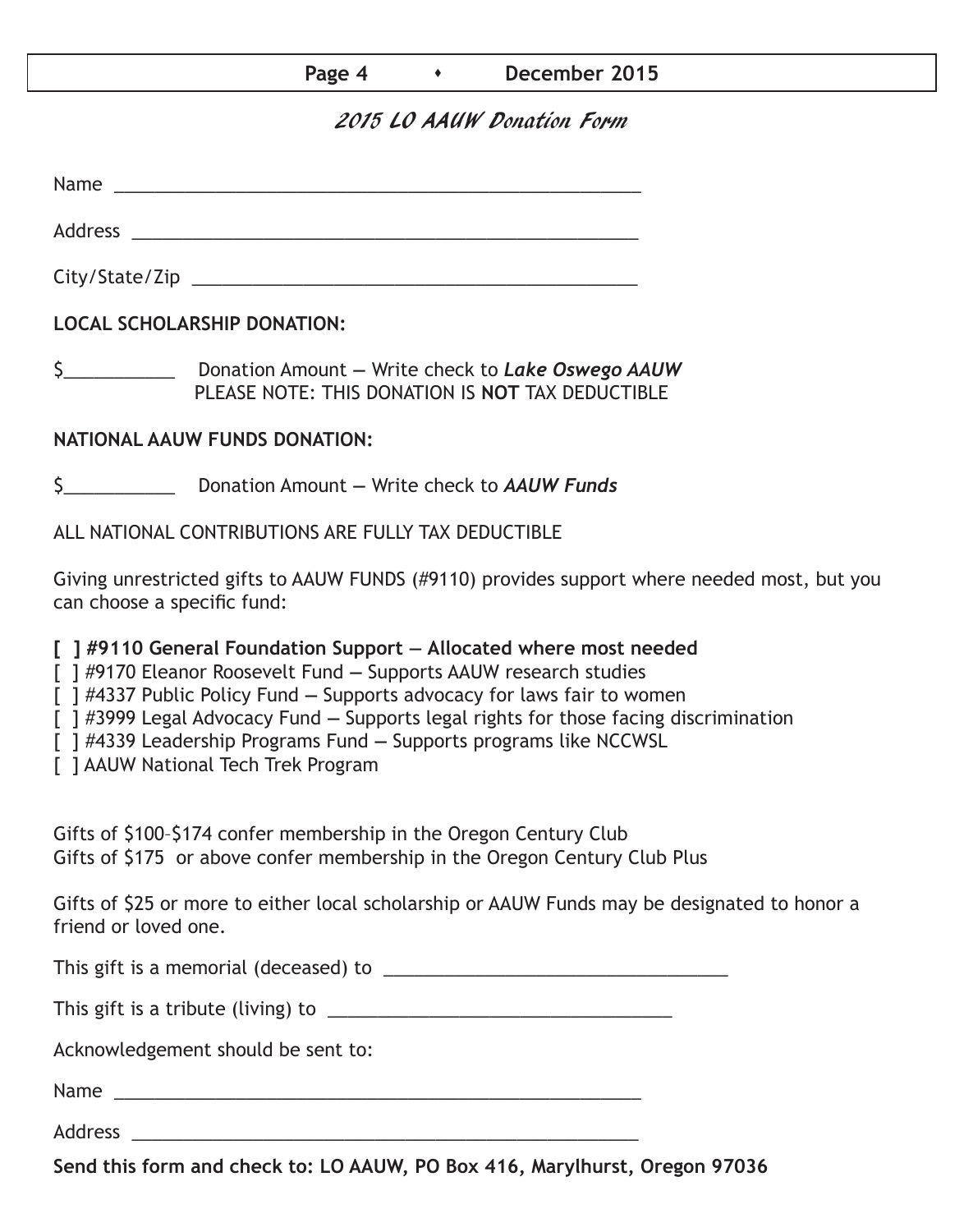# 2015 LO AAUW Donation Form

Name ____________________________________________________

Address __________________________________________________

City/State/Zip _____________________________________________

**LOCAL SCHOLARSHIP DONATION:**

$__________ Donation Amount — Write check to ***Lake Oswego AAUW***
PLEASE NOTE: THIS DONATION IS **NOT** TAX DEDUCTIBLE

**NATIONAL AAUW FUNDS DONATION:**

$__________ Donation Amount — Write check to ***AAUW Funds***

ALL NATIONAL CONTRIBUTIONS ARE FULLY TAX DEDUCTIBLE

Giving unrestricted gifts to AAUW FUNDS (#9110) provides support where needed most, but you can choose a specific fund:

**[ ] #9110 General Foundation Support — Allocated where most needed**
[ ] #9170 Eleanor Roosevelt Fund — Supports AAUW research studies
[ ] #4337 Public Policy Fund — Supports advocacy for laws fair to women
[ ] #3999 Legal Advocacy Fund — Supports legal rights for those facing discrimination
[ ] #4339 Leadership Programs Fund — Supports programs like NCCWSL
[ ] AAUW National Tech Trek Program

Gifts of $100–$174 confer membership in the Oregon Century Club
Gifts of $175 or above confer membership in the Oregon Century Club Plus

Gifts of $25 or more to either local scholarship or AAUW Funds may be designated to honor a friend or loved one.

This gift is a memorial (deceased) to ________________________________

This gift is a tribute (living) to ________________________________

Acknowledgement should be sent to:

Name ____________________________________________________

Address __________________________________________________

**Send this form and check to: LO AAUW, PO Box 416, Marylhurst, Oregon 97036**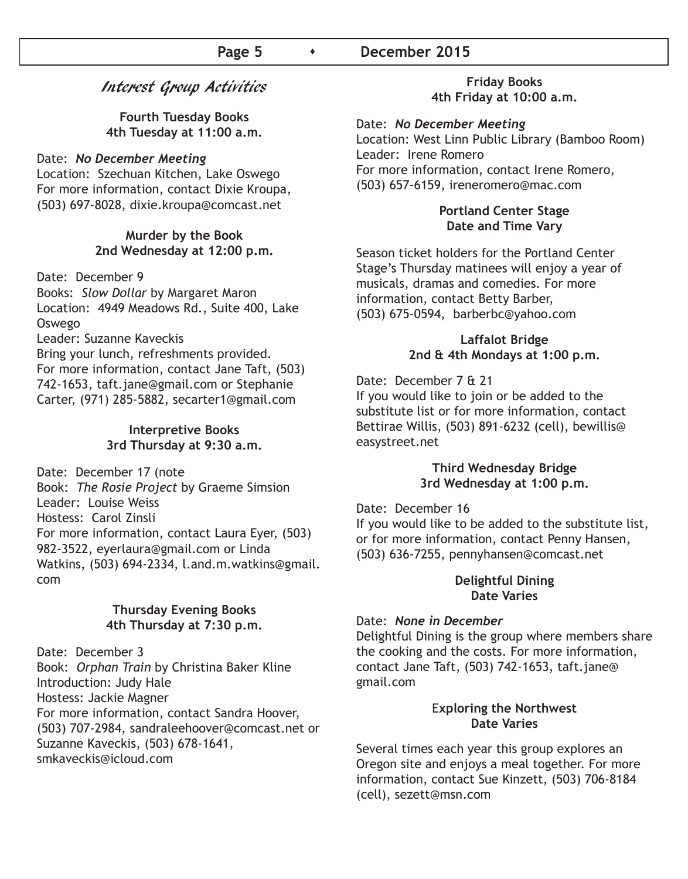# *Interest Group Activities*

### Fourth Tuesday Books
**4th Tuesday at 11:00 a.m.**

Date: ***No December Meeting***
Location: Szechuan Kitchen, Lake Oswego
For more information, contact Dixie Kroupa, (503) 697-8028, dixie.kroupa@comcast.net

### Murder by the Book
**2nd Wednesday at 12:00 p.m.**

Date: December 9
Books: *Slow Dollar* by Margaret Maron
Location: 4949 Meadows Rd., Suite 400, Lake Oswego
Leader: Suzanne Kaveckis
Bring your lunch, refreshments provided.
For more information, contact Jane Taft, (503) 742-1653, taft.jane@gmail.com or Stephanie Carter, (971) 285-5882, secarter1@gmail.com

### Interpretive Books
**3rd Thursday at 9:30 a.m.**

Date: December 17 (note
Book: *The Rosie Project* by Graeme Simsion
Leader: Louise Weiss
Hostess: Carol Zinsli
For more information, contact Laura Eyer, (503) 982-3522, eyerlaura@gmail.com or Linda Watkins, (503) 694-2334, l.and.m.watkins@gmail.com

### Thursday Evening Books
**4th Thursday at 7:30 p.m.**

Date: December 3
Book: *Orphan Train* by Christina Baker Kline
Introduction: Judy Hale
Hostess: Jackie Magner
For more information, contact Sandra Hoover, (503) 707-2984, sandraleehoover@comcast.net or Suzanne Kaveckis, (503) 678-1641, smkaveckis@icloud.com

### Friday Books
**4th Friday at 10:00 a.m.**

Date: ***No December Meeting***
Location: West Linn Public Library (Bamboo Room)
Leader: Irene Romero
For more information, contact Irene Romero, (503) 657-6159, ireneromero@mac.com

### Portland Center Stage
**Date and Time Vary**

Season ticket holders for the Portland Center Stage's Thursday matinees will enjoy a year of musicals, dramas and comedies. For more information, contact Betty Barber, (503) 675-0594, barberbc@yahoo.com

### Laffalot Bridge
**2nd & 4th Mondays at 1:00 p.m.**

Date: December 7 & 21
If you would like to join or be added to the substitute list or for more information, contact Bettirae Willis, (503) 891-6232 (cell), bewillis@easystreet.net

### Third Wednesday Bridge
**3rd Wednesday at 1:00 p.m.**

Date: December 16
If you would like to be added to the substitute list, or for more information, contact Penny Hansen, (503) 636-7255, pennyhansen@comcast.net

### Delightful Dining
**Date Varies**

Date: ***None in December***
Delightful Dining is the group where members share the cooking and the costs. For more information, contact Jane Taft, (503) 742-1653, taft.jane@gmail.com

### Exploring the Northwest
**Date Varies**

Several times each year this group explores an Oregon site and enjoys a meal together. For more information, contact Sue Kinzett, (503) 706-8184 (cell), sezett@msn.com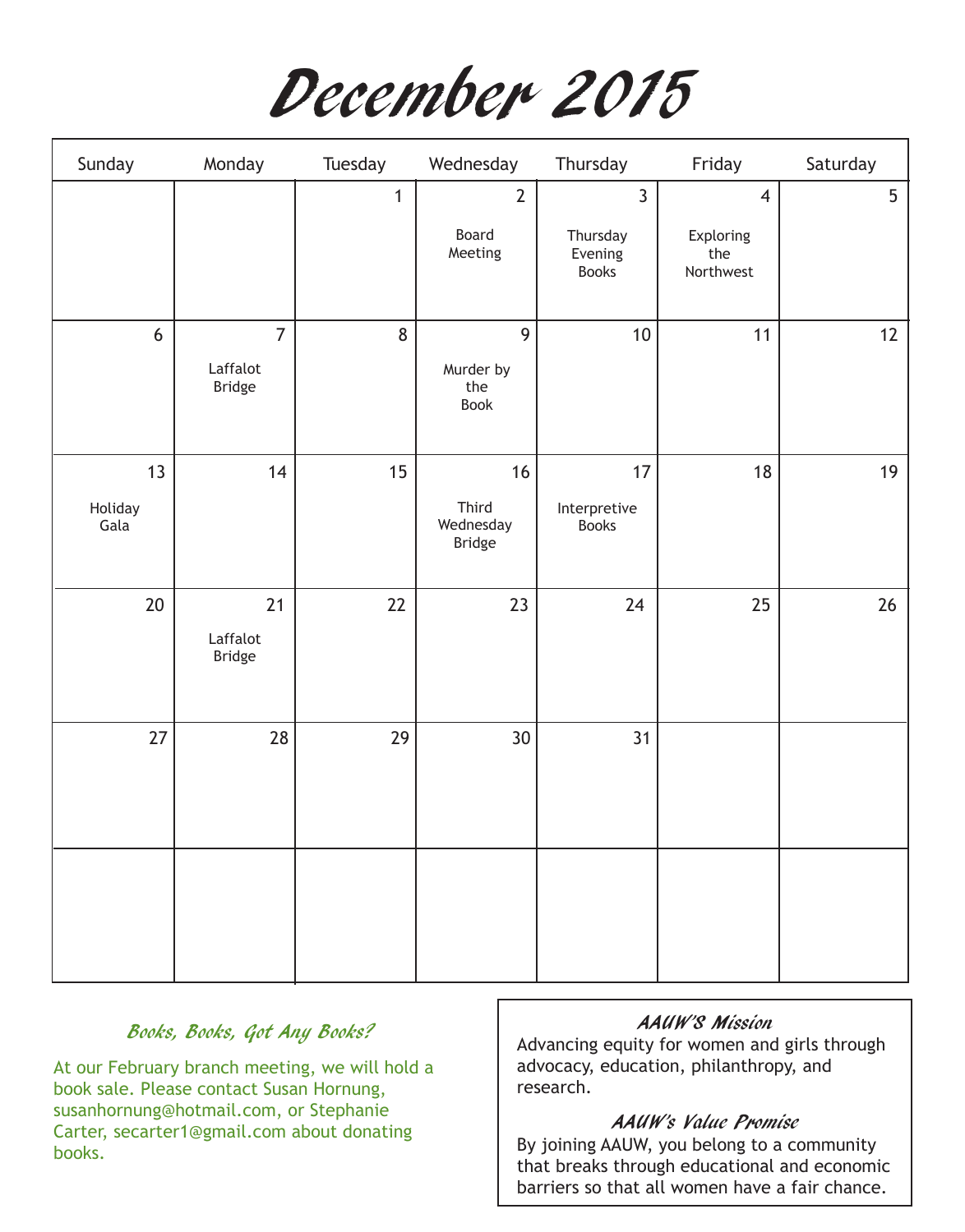# December 2015

| Sunday | Monday | Tuesday | Wednesday | Thursday | Friday | Saturday |
|---|---|---|---|---|---|---|
| | | 1 | 2 Board Meeting | 3 Thursday Evening Books | 4 Exploring the Northwest | 5 |
| 6 | 7 Laffalot Bridge | 8 | 9 Murder by the Book | 10 | 11 | 12 |
| 13 Holiday Gala | 14 | 15 | 16 Third Wednesday Bridge | 17 Interpretive Books | 18 | 19 |
| 20 | 21 Laffalot Bridge | 22 | 23 | 24 | 25 | 26 |
| 27 | 28 | 29 | 30 | 31 | | |
| | | | | | | |

### *Books, Books, Got Any Books?*

At our February branch meeting, we will hold a book sale. Please contact Susan Hornung, susanhornung@hotmail.com, or Stephanie Carter, secarter1@gmail.com about donating books.

### *AAUW'S Mission*

Advancing equity for women and girls through advocacy, education, philanthropy, and research.

### *AAUW's Value Promise*

By joining AAUW, you belong to a community that breaks through educational and economic barriers so that all women have a fair chance.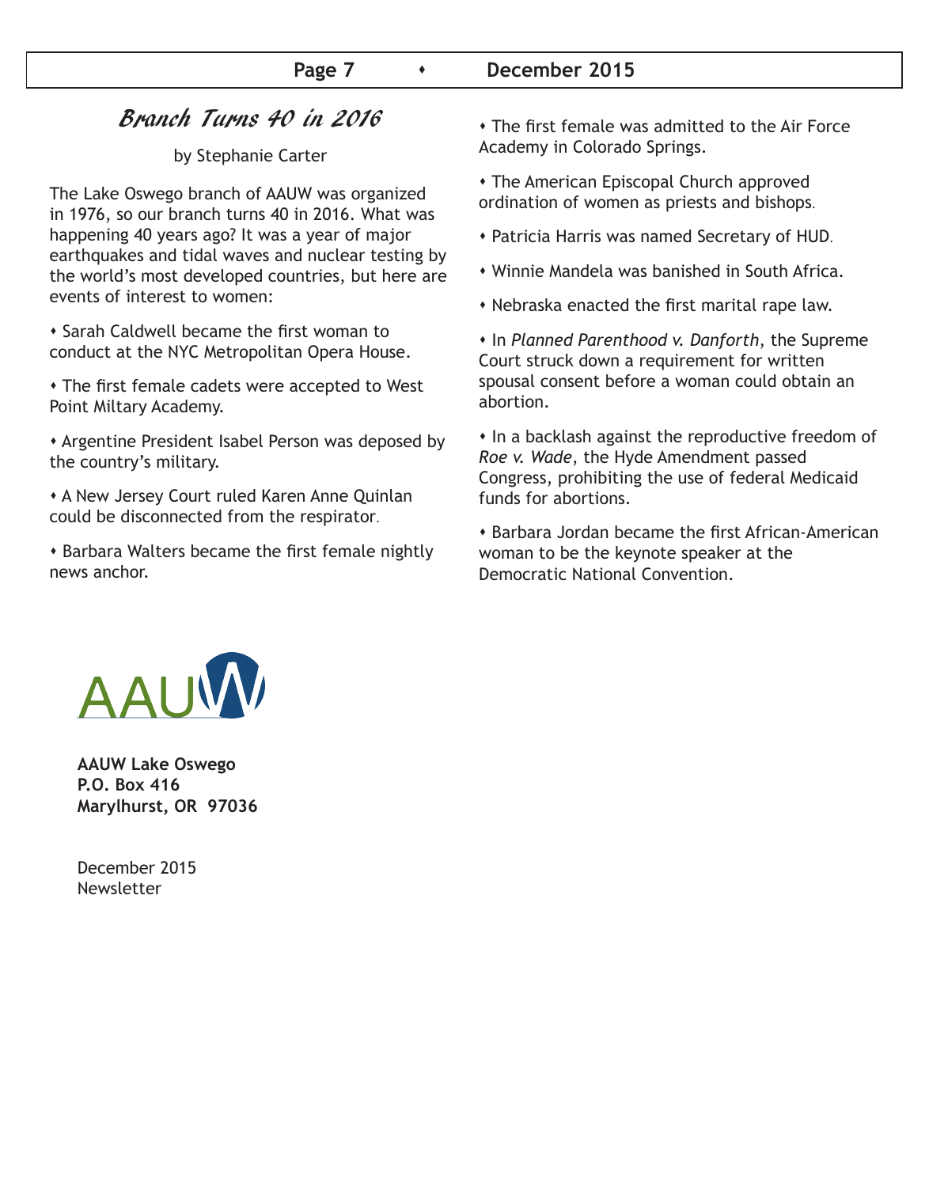## Branch Turns 40 in 2016

by Stephanie Carter

The Lake Oswego branch of AAUW was organized in 1976, so our branch turns 40 in 2016. What was happening 40 years ago? It was a year of major earthquakes and tidal waves and nuclear testing by the world's most developed countries, but here are events of interest to women:

- Sarah Caldwell became the first woman to conduct at the NYC Metropolitan Opera House.
- The first female cadets were accepted to West Point Miltary Academy.
- Argentine President Isabel Person was deposed by the country's military.
- A New Jersey Court ruled Karen Anne Quinlan could be disconnected from the respirator.
- Barbara Walters became the first female nightly news anchor.
- The first female was admitted to the Air Force Academy in Colorado Springs.
- The American Episcopal Church approved ordination of women as priests and bishops.
- Patricia Harris was named Secretary of HUD.
- Winnie Mandela was banished in South Africa.
- Nebraska enacted the first marital rape law.
- In *Planned Parenthood v. Danforth*, the Supreme Court struck down a requirement for written spousal consent before a woman could obtain an abortion.
- In a backlash against the reproductive freedom of *Roe v. Wade*, the Hyde Amendment passed Congress, prohibiting the use of federal Medicaid funds for abortions.
- Barbara Jordan became the first African-American woman to be the keynote speaker at the Democratic National Convention.

AAUW

**AAUW Lake Oswego**
**P.O. Box 416**
**Marylhurst, OR 97036**

December 2015
Newsletter